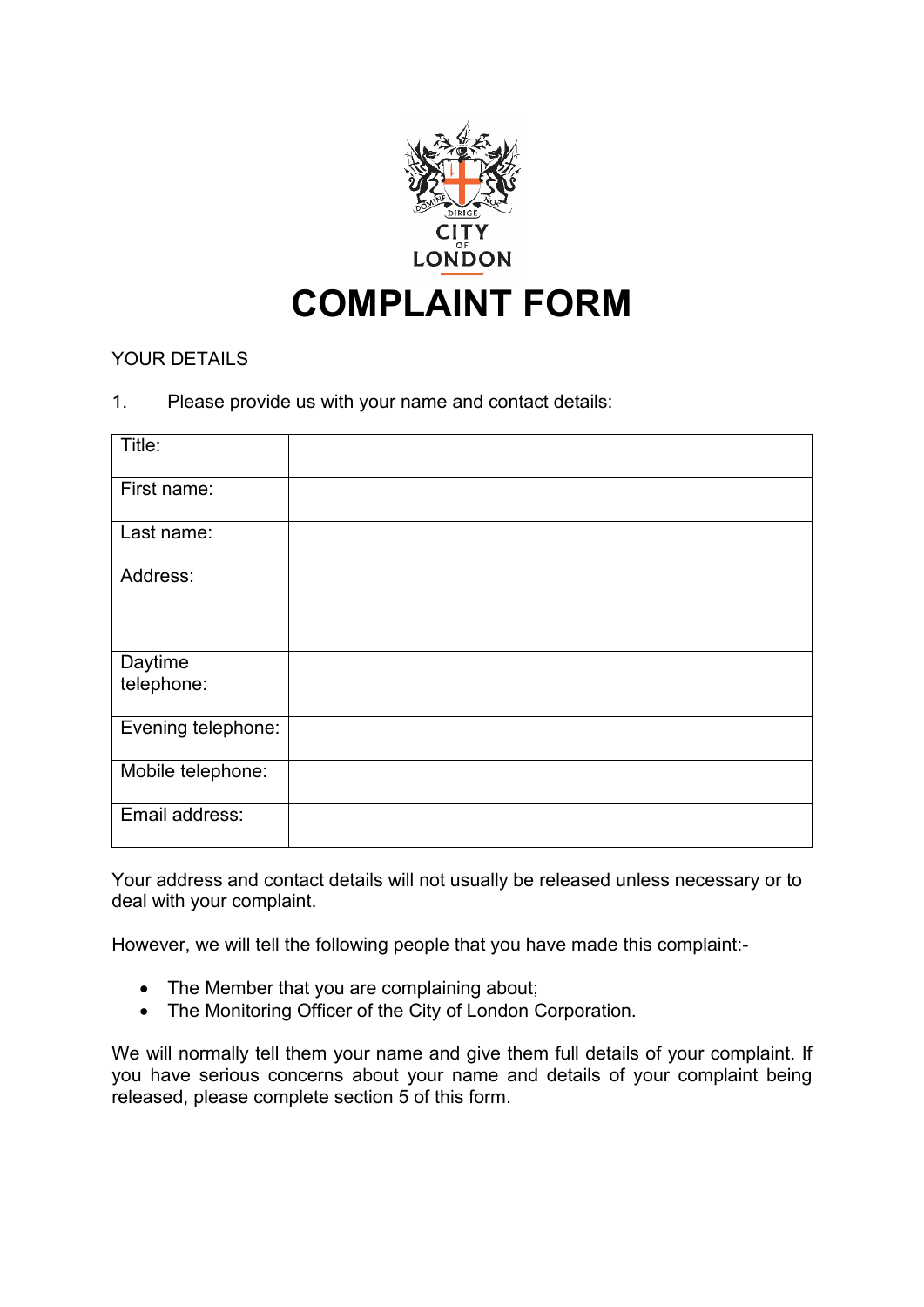CITY OF LONDON

# COMPLAINT FORM

YOUR DETAILS

1. Please provide us with your name and contact details:

| Title: | |
|---|---|
| First name: | |
| Last name: | |
| Address: | |
| Daytime telephone: | |
| Evening telephone: | |
| Mobile telephone: | |
| Email address: | |

Your address and contact details will not usually be released unless necessary or to deal with your complaint.

However, we will tell the following people that you have made this complaint:-

- The Member that you are complaining about;
- The Monitoring Officer of the City of London Corporation.

We will normally tell them your name and give them full details of your complaint. If you have serious concerns about your name and details of your complaint being released, please complete section 5 of this form.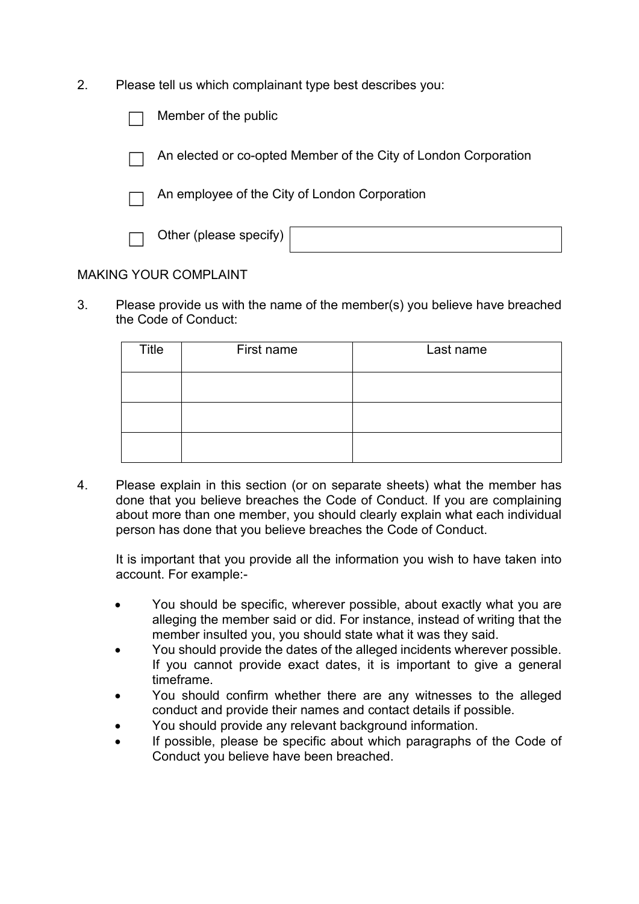2. Please tell us which complainant type best describes you:

- ☐ Member of the public
- ☐ An elected or co-opted Member of the City of London Corporation
- ☐ An employee of the City of London Corporation
- ☐ Other (please specify)

MAKING YOUR COMPLAINT

3. Please provide us with the name of the member(s) you believe have breached the Code of Conduct:

| Title | First name | Last name |
|---|---|---|
| | | |
| | | |
| | | |

4. Please explain in this section (or on separate sheets) what the member has done that you believe breaches the Code of Conduct. If you are complaining about more than one member, you should clearly explain what each individual person has done that you believe breaches the Code of Conduct.

   It is important that you provide all the information you wish to have taken into account. For example:-

   - You should be specific, wherever possible, about exactly what you are alleging the member said or did. For instance, instead of writing that the member insulted you, you should state what it was they said.
   - You should provide the dates of the alleged incidents wherever possible. If you cannot provide exact dates, it is important to give a general timeframe.
   - You should confirm whether there are any witnesses to the alleged conduct and provide their names and contact details if possible.
   - You should provide any relevant background information.
   - If possible, please be specific about which paragraphs of the Code of Conduct you believe have been breached.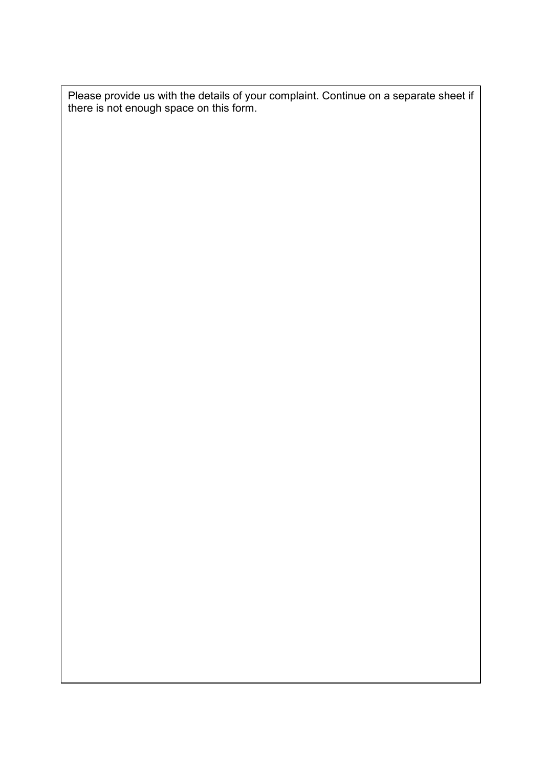Please provide us with the details of your complaint. Continue on a separate sheet if there is not enough space on this form.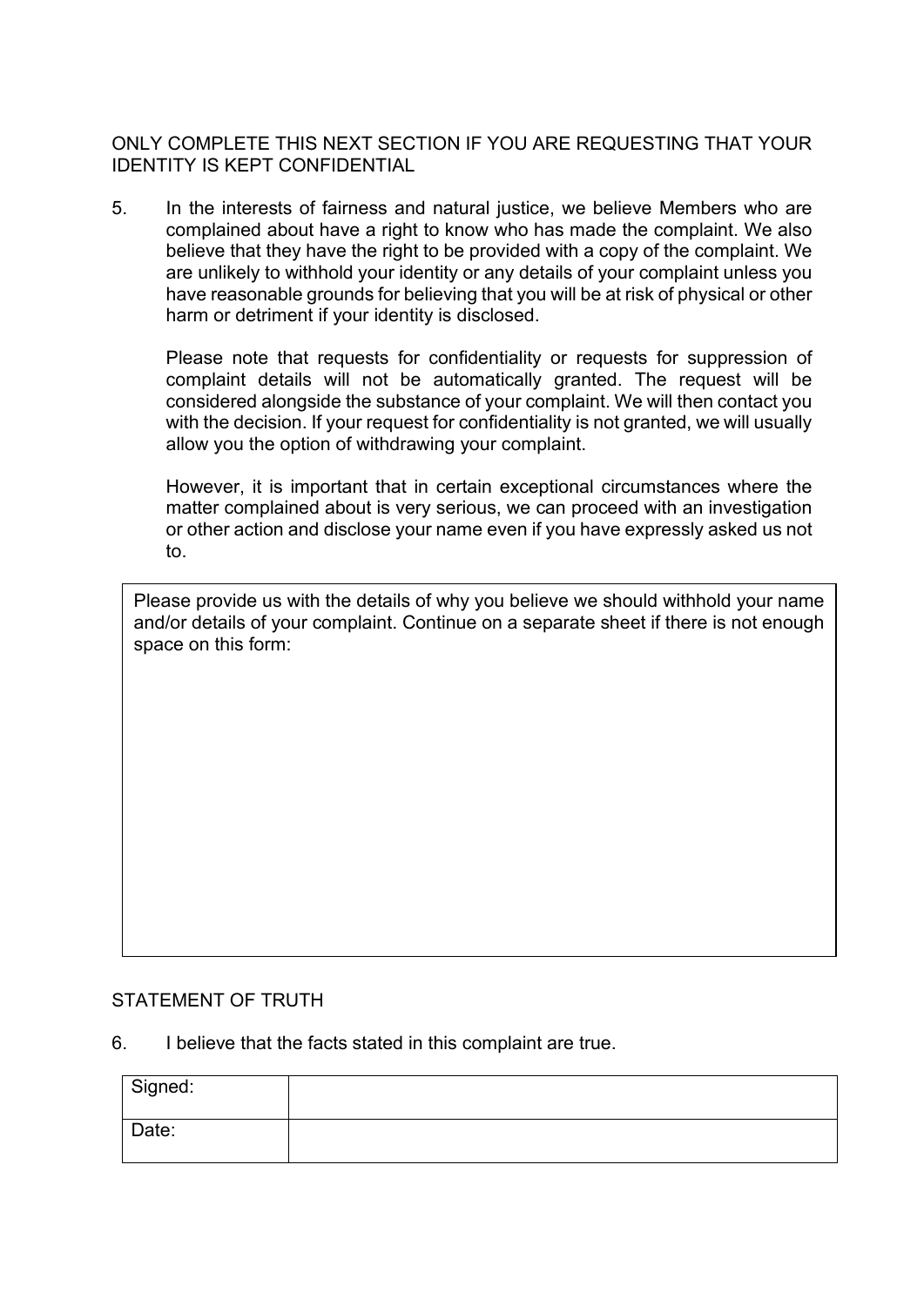ONLY COMPLETE THIS NEXT SECTION IF YOU ARE REQUESTING THAT YOUR IDENTITY IS KEPT CONFIDENTIAL

5. In the interests of fairness and natural justice, we believe Members who are complained about have a right to know who has made the complaint. We also believe that they have the right to be provided with a copy of the complaint. We are unlikely to withhold your identity or any details of your complaint unless you have reasonable grounds for believing that you will be at risk of physical or other harm or detriment if your identity is disclosed.

   Please note that requests for confidentiality or requests for suppression of complaint details will not be automatically granted. The request will be considered alongside the substance of your complaint. We will then contact you with the decision. If your request for confidentiality is not granted, we will usually allow you the option of withdrawing your complaint.

   However, it is important that in certain exceptional circumstances where the matter complained about is very serious, we can proceed with an investigation or other action and disclose your name even if you have expressly asked us not to.

| Please provide us with the details of why you believe we should withhold your name and/or details of your complaint. Continue on a separate sheet if there is not enough space on this form: |
| --- |
| |

STATEMENT OF TRUTH

6. I believe that the facts stated in this complaint are true.

| Signed: | |
| --- | --- |
| Date: | |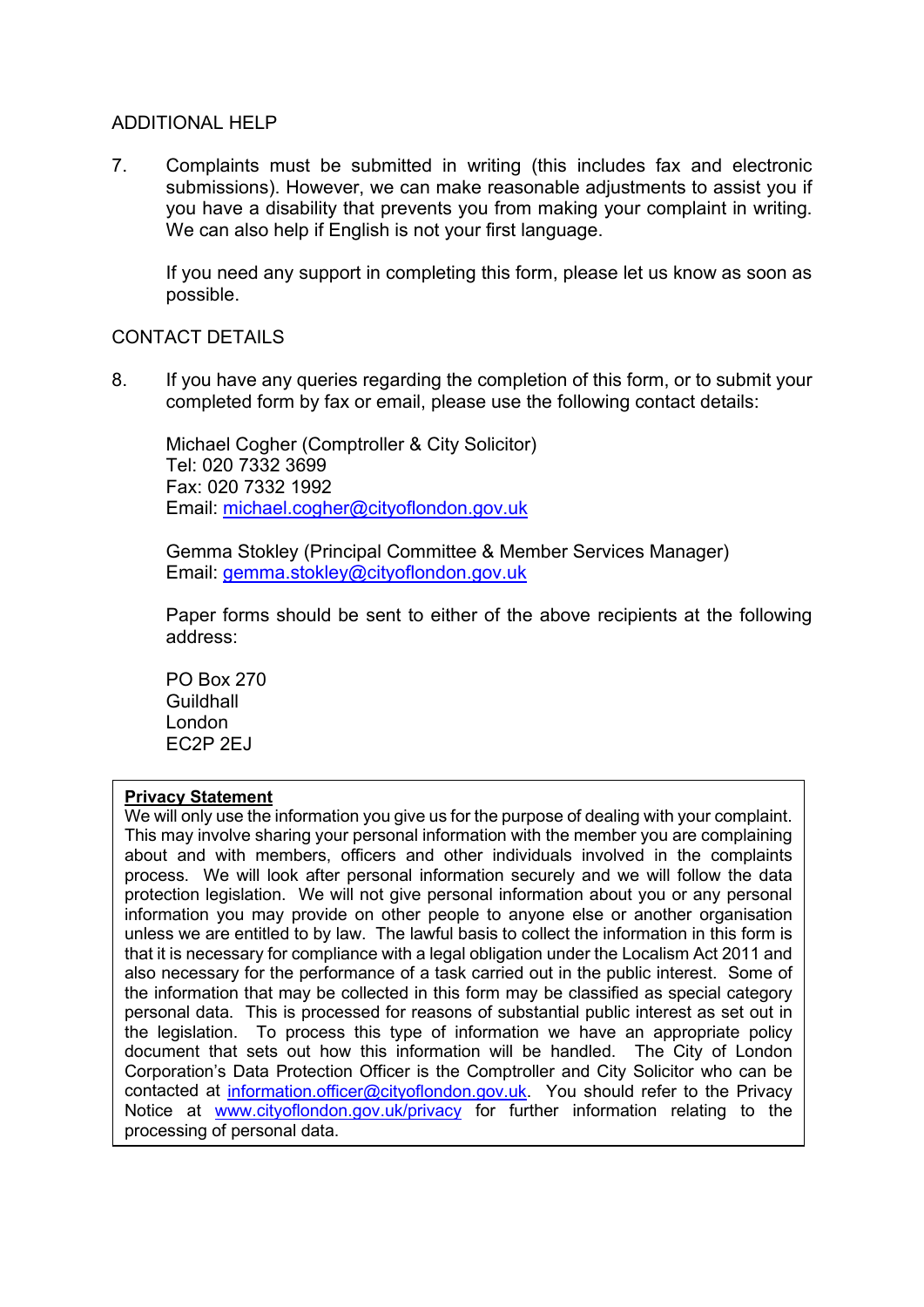## ADDITIONAL HELP

7. Complaints must be submitted in writing (this includes fax and electronic submissions). However, we can make reasonable adjustments to assist you if you have a disability that prevents you from making your complaint in writing. We can also help if English is not your first language.

   If you need any support in completing this form, please let us know as soon as possible.

## CONTACT DETAILS

8. If you have any queries regarding the completion of this form, or to submit your completed form by fax or email, please use the following contact details:

   Michael Cogher (Comptroller & City Solicitor)
   Tel: 020 7332 3699
   Fax: 020 7332 1992
   Email: michael.cogher@cityoflondon.gov.uk

   Gemma Stokley (Principal Committee & Member Services Manager)
   Email: gemma.stokley@cityoflondon.gov.uk

   Paper forms should be sent to either of the above recipients at the following address:

   PO Box 270
   Guildhall
   London
   EC2P 2EJ

**Privacy Statement**

We will only use the information you give us for the purpose of dealing with your complaint. This may involve sharing your personal information with the member you are complaining about and with members, officers and other individuals involved in the complaints process. We will look after personal information securely and we will follow the data protection legislation. We will not give personal information about you or any personal information you may provide on other people to anyone else or another organisation unless we are entitled to by law. The lawful basis to collect the information in this form is that it is necessary for compliance with a legal obligation under the Localism Act 2011 and also necessary for the performance of a task carried out in the public interest. Some of the information that may be collected in this form may be classified as special category personal data. This is processed for reasons of substantial public interest as set out in the legislation. To process this type of information we have an appropriate policy document that sets out how this information will be handled. The City of London Corporation's Data Protection Officer is the Comptroller and City Solicitor who can be contacted at information.officer@cityoflondon.gov.uk. You should refer to the Privacy Notice at www.cityoflondon.gov.uk/privacy for further information relating to the processing of personal data.